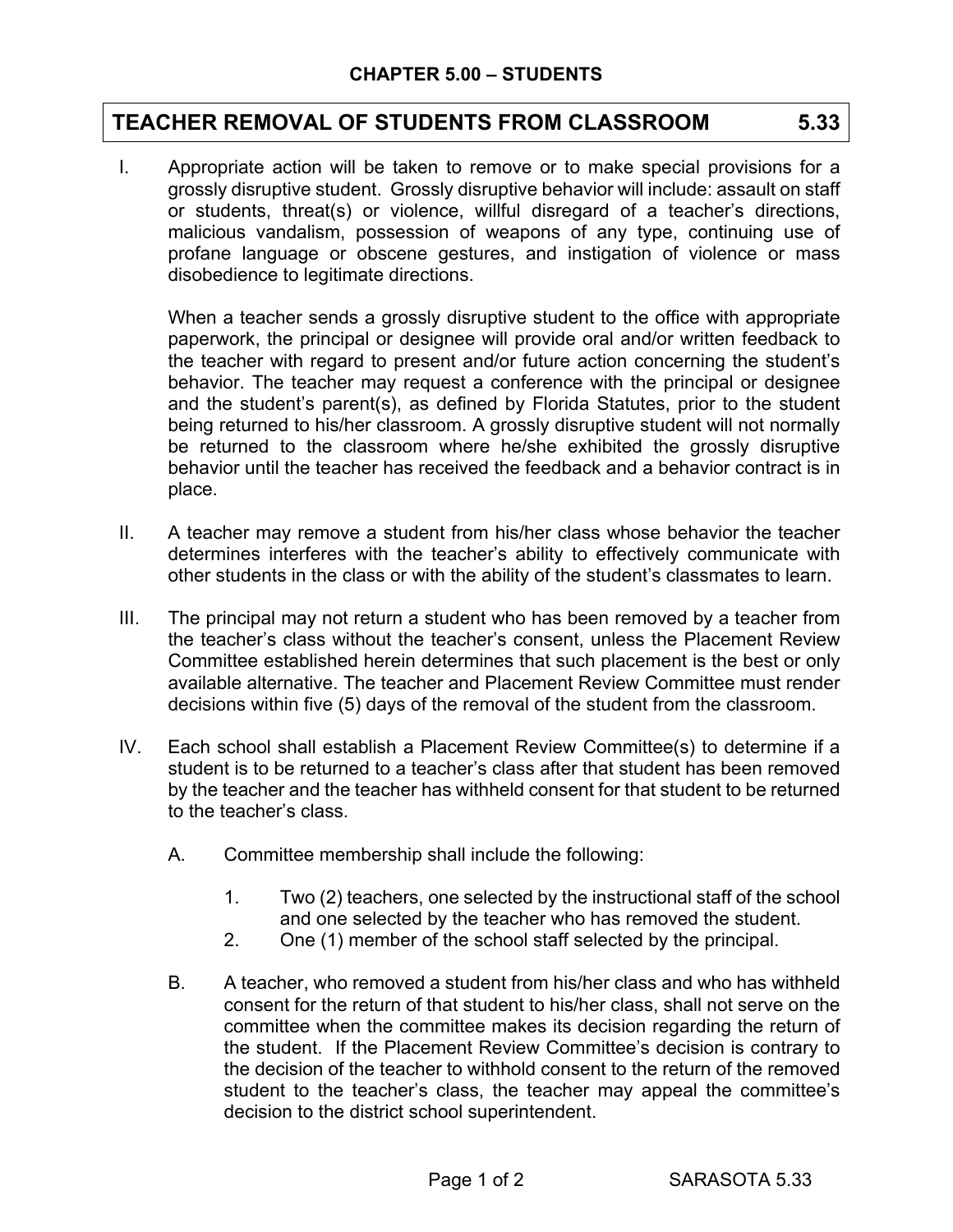## CHAPTER 5.00 – STUDENTS

# TEACHER REMOVAL OF STUDENTS FROM CLASSROOM 5.33

I. Appropriate action will be taken to remove or to make special provisions for a grossly disruptive student. Grossly disruptive behavior will include: assault on staff or students, threat(s) or violence, willful disregard of a teacher's directions, malicious vandalism, possession of weapons of any type, continuing use of profane language or obscene gestures, and instigation of violence or mass disobedience to legitimate directions.

   When a teacher sends a grossly disruptive student to the office with appropriate paperwork, the principal or designee will provide oral and/or written feedback to the teacher with regard to present and/or future action concerning the student's behavior. The teacher may request a conference with the principal or designee and the student's parent(s), as defined by Florida Statutes, prior to the student being returned to his/her classroom. A grossly disruptive student will not normally be returned to the classroom where he/she exhibited the grossly disruptive behavior until the teacher has received the feedback and a behavior contract is in place.

II. A teacher may remove a student from his/her class whose behavior the teacher determines interferes with the teacher's ability to effectively communicate with other students in the class or with the ability of the student's classmates to learn.

III. The principal may not return a student who has been removed by a teacher from the teacher's class without the teacher's consent, unless the Placement Review Committee established herein determines that such placement is the best or only available alternative. The teacher and Placement Review Committee must render decisions within five (5) days of the removal of the student from the classroom.

IV. Each school shall establish a Placement Review Committee(s) to determine if a student is to be returned to a teacher's class after that student has been removed by the teacher and the teacher has withheld consent for that student to be returned to the teacher's class.

   A. Committee membership shall include the following:

      1. Two (2) teachers, one selected by the instructional staff of the school and one selected by the teacher who has removed the student.
      2. One (1) member of the school staff selected by the principal.

   B. A teacher, who removed a student from his/her class and who has withheld consent for the return of that student to his/her class, shall not serve on the committee when the committee makes its decision regarding the return of the student. If the Placement Review Committee's decision is contrary to the decision of the teacher to withhold consent to the return of the removed student to the teacher's class, the teacher may appeal the committee's decision to the district school superintendent.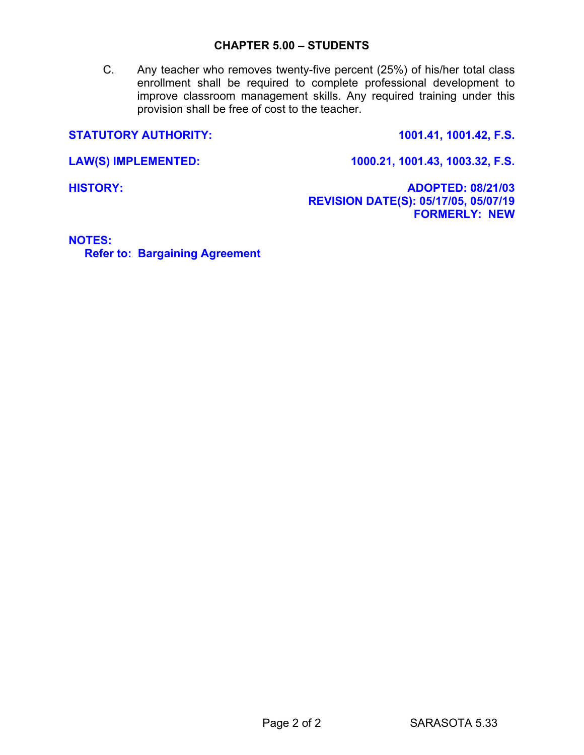C. Any teacher who removes twenty-five percent (25%) of his/her total class enrollment shall be required to complete professional development to improve classroom management skills. Any required training under this provision shall be free of cost to the teacher.

**STATUTORY AUTHORITY:** **1001.41, 1001.42, F.S.**

**LAW(S) IMPLEMENTED:** **1000.21, 1001.43, 1003.32, F.S.**

**HISTORY:** **ADOPTED: 08/21/03**
**REVISION DATE(S): 05/17/05, 05/07/19**
**FORMERLY: NEW**

**NOTES:**
**Refer to: Bargaining Agreement**